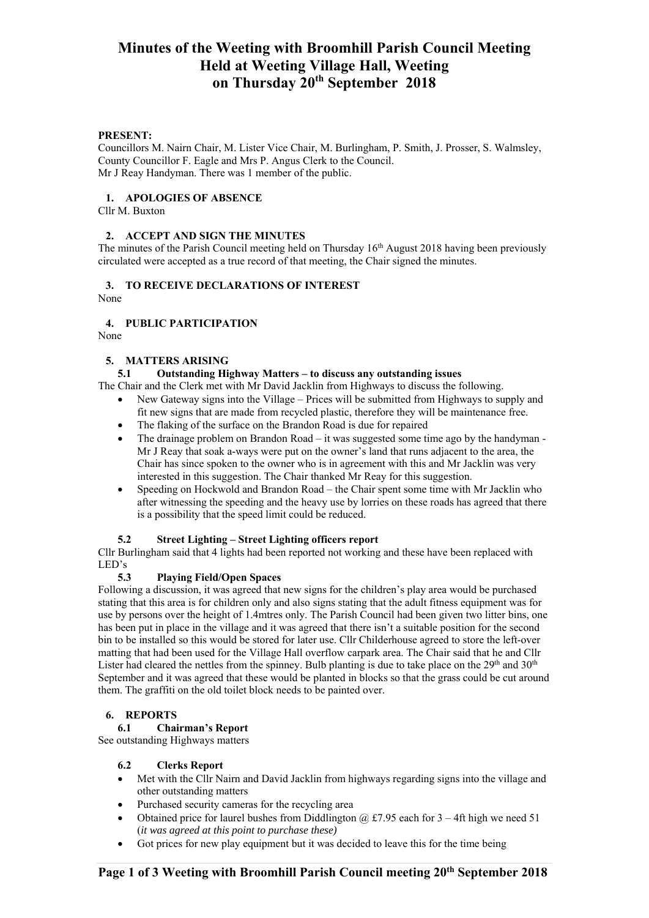# Minutes of the Weeting with Broomhill Parish Council Meeting Held at Weeting Village Hall, Weeting on Thursday 20th September 2018

**PRESENT:**
Councillors M. Nairn Chair, M. Lister Vice Chair, M. Burlingham, P. Smith, J. Prosser, S. Walmsley, County Councillor F. Eagle and Mrs P. Angus Clerk to the Council.
Mr J Reay Handyman. There was 1 member of the public.

**1. APOLOGIES OF ABSENCE**

Cllr M. Buxton

**2. ACCEPT AND SIGN THE MINUTES**

The minutes of the Parish Council meeting held on Thursday 16th August 2018 having been previously circulated were accepted as a true record of that meeting, the Chair signed the minutes.

**3. TO RECEIVE DECLARATIONS OF INTEREST**

None

**4. PUBLIC PARTICIPATION**

None

**5. MATTERS ARISING**

**5.1 Outstanding Highway Matters – to discuss any outstanding issues**

The Chair and the Clerk met with Mr David Jacklin from Highways to discuss the following.

- New Gateway signs into the Village – Prices will be submitted from Highways to supply and fit new signs that are made from recycled plastic, therefore they will be maintenance free.
- The flaking of the surface on the Brandon Road is due for repaired
- The drainage problem on Brandon Road – it was suggested some time ago by the handyman - Mr J Reay that soak a-ways were put on the owner's land that runs adjacent to the area, the Chair has since spoken to the owner who is in agreement with this and Mr Jacklin was very interested in this suggestion. The Chair thanked Mr Reay for this suggestion.
- Speeding on Hockwold and Brandon Road – the Chair spent some time with Mr Jacklin who after witnessing the speeding and the heavy use by lorries on these roads has agreed that there is a possibility that the speed limit could be reduced.

**5.2 Street Lighting – Street Lighting officers report**

Cllr Burlingham said that 4 lights had been reported not working and these have been replaced with LED's

**5.3 Playing Field/Open Spaces**

Following a discussion, it was agreed that new signs for the children's play area would be purchased stating that this area is for children only and also signs stating that the adult fitness equipment was for use by persons over the height of 1.4mtres only. The Parish Council had been given two litter bins, one has been put in place in the village and it was agreed that there isn't a suitable position for the second bin to be installed so this would be stored for later use. Cllr Childerhouse agreed to store the left-over matting that had been used for the Village Hall overflow carpark area. The Chair said that he and Cllr Lister had cleared the nettles from the spinney. Bulb planting is due to take place on the 29th and 30th September and it was agreed that these would be planted in blocks so that the grass could be cut around them. The graffiti on the old toilet block needs to be painted over.

**6. REPORTS**

**6.1 Chairman's Report**

See outstanding Highways matters

**6.2 Clerks Report**

- Met with the Cllr Nairn and David Jacklin from highways regarding signs into the village and other outstanding matters
- Purchased security cameras for the recycling area
- Obtained price for laurel bushes from Diddlington @ £7.95 each for 3 – 4ft high we need 51 (*it was agreed at this point to purchase these)*
- Got prices for new play equipment but it was decided to leave this for the time being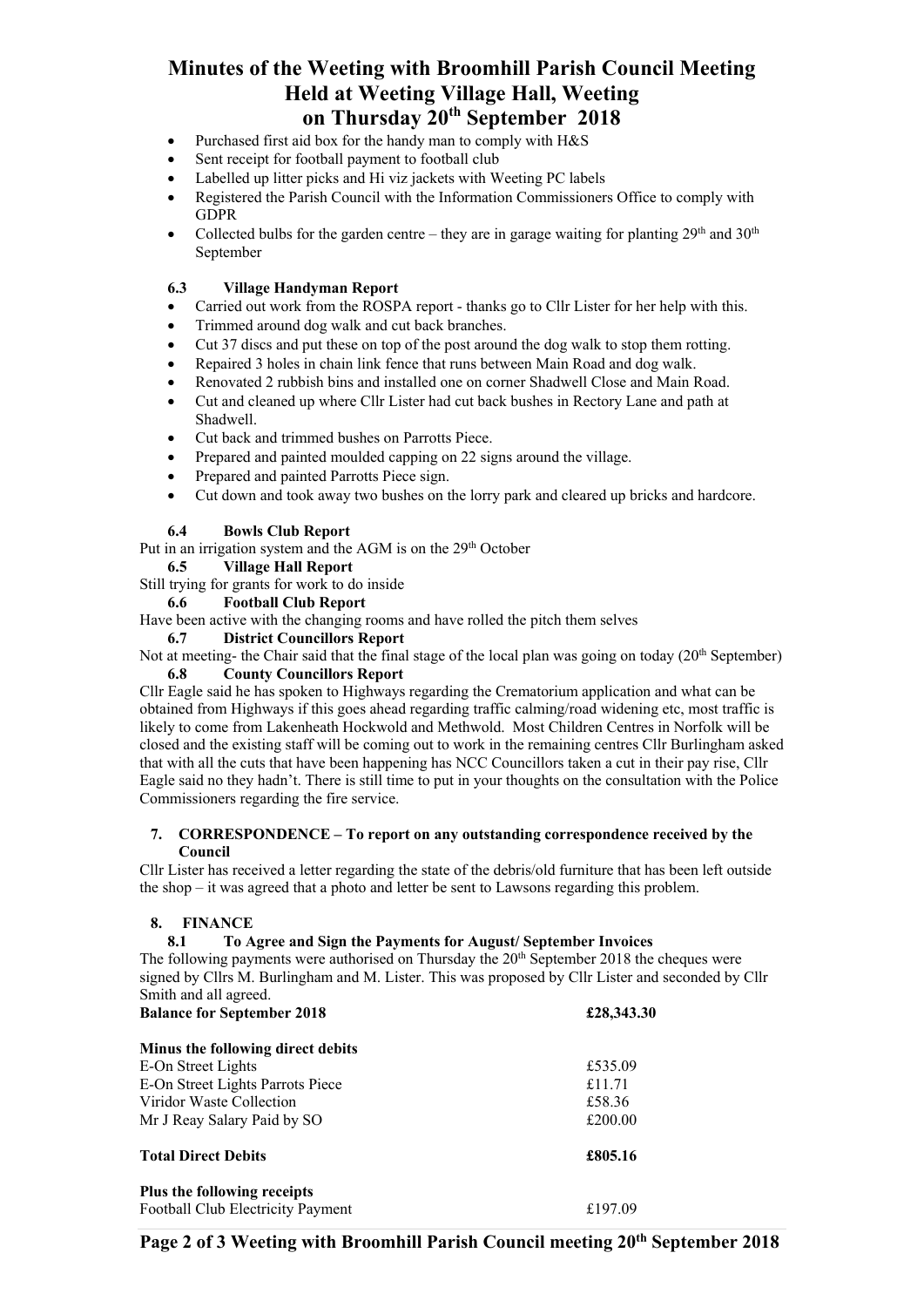# Minutes of the Weeting with Broomhill Parish Council Meeting Held at Weeting Village Hall, Weeting on Thursday 20th September 2018

- Purchased first aid box for the handy man to comply with H&S
- Sent receipt for football payment to football club
- Labelled up litter picks and Hi viz jackets with Weeting PC labels
- Registered the Parish Council with the Information Commissioners Office to comply with GDPR
- Collected bulbs for the garden centre – they are in garage waiting for planting 29th and 30th September

### 6.3 Village Handyman Report

- Carried out work from the ROSPA report - thanks go to Cllr Lister for her help with this.
- Trimmed around dog walk and cut back branches.
- Cut 37 discs and put these on top of the post around the dog walk to stop them rotting.
- Repaired 3 holes in chain link fence that runs between Main Road and dog walk.
- Renovated 2 rubbish bins and installed one on corner Shadwell Close and Main Road.
- Cut and cleaned up where Cllr Lister had cut back bushes in Rectory Lane and path at Shadwell.
- Cut back and trimmed bushes on Parrotts Piece.
- Prepared and painted moulded capping on 22 signs around the village.
- Prepared and painted Parrotts Piece sign.
- Cut down and took away two bushes on the lorry park and cleared up bricks and hardcore.

### 6.4 Bowls Club Report

Put in an irrigation system and the AGM is on the 29th October

### 6.5 Village Hall Report

Still trying for grants for work to do inside

### 6.6 Football Club Report

Have been active with the changing rooms and have rolled the pitch them selves

### 6.7 District Councillors Report

Not at meeting- the Chair said that the final stage of the local plan was going on today (20th September)

### 6.8 County Councillors Report

Cllr Eagle said he has spoken to Highways regarding the Crematorium application and what can be obtained from Highways if this goes ahead regarding traffic calming/road widening etc, most traffic is likely to come from Lakenheath Hockwold and Methwold. Most Children Centres in Norfolk will be closed and the existing staff will be coming out to work in the remaining centres Cllr Burlingham asked that with all the cuts that have been happening has NCC Councillors taken a cut in their pay rise, Cllr Eagle said no they hadn't. There is still time to put in your thoughts on the consultation with the Police Commissioners regarding the fire service.

## 7. CORRESPONDENCE – To report on any outstanding correspondence received by the Council

Cllr Lister has received a letter regarding the state of the debris/old furniture that has been left outside the shop – it was agreed that a photo and letter be sent to Lawsons regarding this problem.

## 8. FINANCE

### 8.1 To Agree and Sign the Payments for August/ September Invoices

The following payments were authorised on Thursday the 20th September 2018 the cheques were signed by Cllrs M. Burlingham and M. Lister. This was proposed by Cllr Lister and seconded by Cllr Smith and all agreed.

| **Balance for September 2018** | **£28,343.30** |
|---|---|
| **Minus the following direct debits** | |
| E-On Street Lights | £535.09 |
| E-On Street Lights Parrots Piece | £11.71 |
| Viridor Waste Collection | £58.36 |
| Mr J Reay Salary Paid by SO | £200.00 |
| **Total Direct Debits** | **£805.16** |
| **Plus the following receipts** | |
| Football Club Electricity Payment | £197.09 |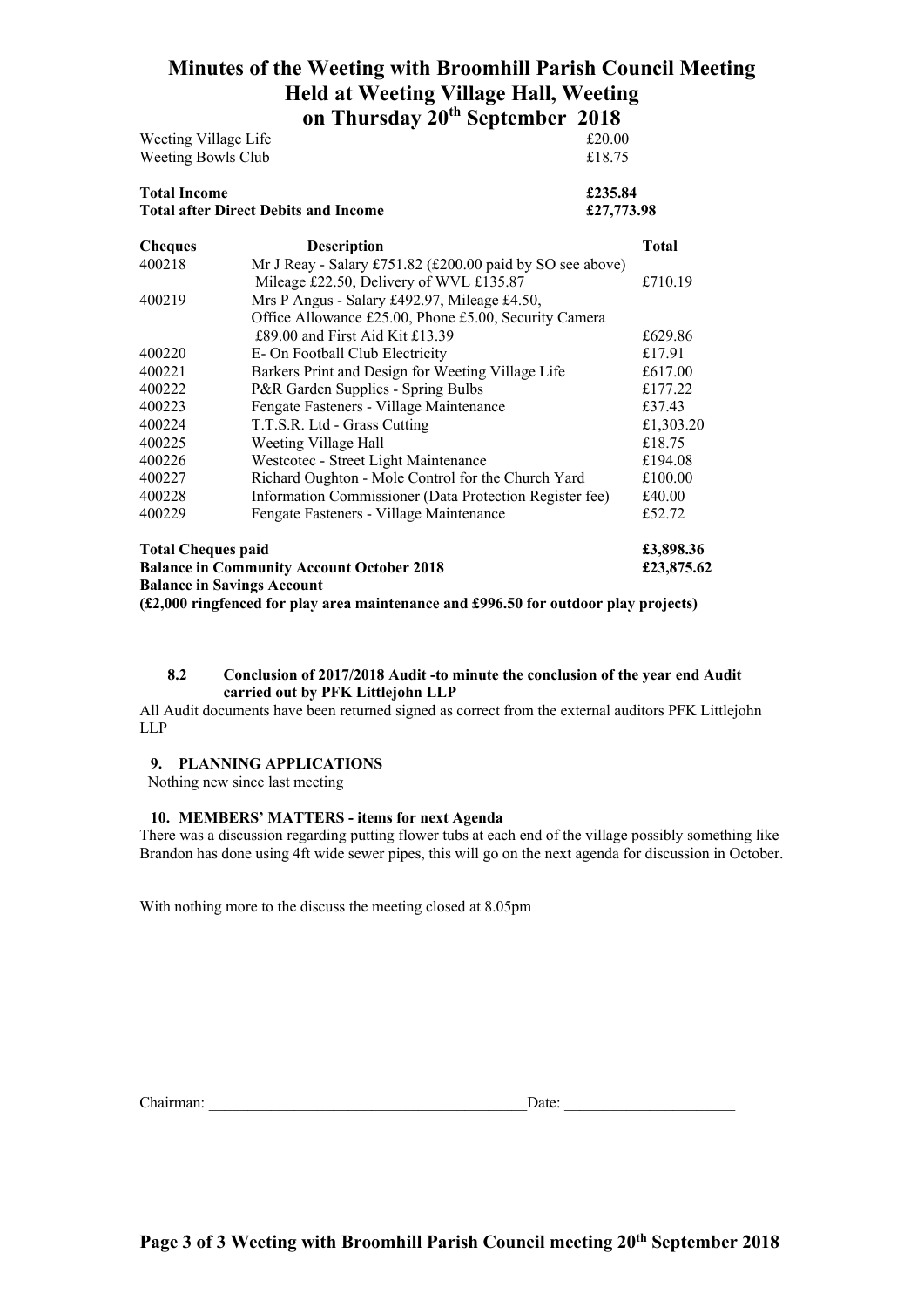# Minutes of the Weeting with Broomhill Parish Council Meeting Held at Weeting Village Hall, Weeting on Thursday 20th September 2018

| | |
|---|---|
| Weeting Village Life | £20.00 |
| Weeting Bowls Club | £18.75 |
| **Total Income** | **£235.84** |
| **Total after Direct Debits and Income** | **£27,773.98** |

| **Cheques** | **Description** | **Total** |
|---|---|---|
| 400218 | Mr J Reay - Salary £751.82 (£200.00 paid by SO see above) Mileage £22.50, Delivery of WVL £135.87 | £710.19 |
| 400219 | Mrs P Angus - Salary £492.97, Mileage £4.50, Office Allowance £25.00, Phone £5.00, Security Camera £89.00 and First Aid Kit £13.39 | £629.86 |
| 400220 | E- On Football Club Electricity | £17.91 |
| 400221 | Barkers Print and Design for Weeting Village Life | £617.00 |
| 400222 | P&R Garden Supplies - Spring Bulbs | £177.22 |
| 400223 | Fengate Fasteners - Village Maintenance | £37.43 |
| 400224 | T.T.S.R. Ltd - Grass Cutting | £1,303.20 |
| 400225 | Weeting Village Hall | £18.75 |
| 400226 | Westcotec - Street Light Maintenance | £194.08 |
| 400227 | Richard Oughton - Mole Control for the Church Yard | £100.00 |
| 400228 | Information Commissioner (Data Protection Register fee) | £40.00 |
| 400229 | Fengate Fasteners - Village Maintenance | £52.72 |
| **Total Cheques paid** | | **£3,898.36** |
| **Balance in Community Account October 2018** | | **£23,875.62** |
| **Balance in Savings Account** | | |

**(£2,000 ringfenced for play area maintenance and £996.50 for outdoor play projects)**

**8.2 Conclusion of 2017/2018 Audit -to minute the conclusion of the year end Audit carried out by PFK Littlejohn LLP**

All Audit documents have been returned signed as correct from the external auditors PFK Littlejohn LLP

**9. PLANNING APPLICATIONS**

Nothing new since last meeting

**10. MEMBERS' MATTERS - items for next Agenda**

There was a discussion regarding putting flower tubs at each end of the village possibly something like Brandon has done using 4ft wide sewer pipes, this will go on the next agenda for discussion in October.

With nothing more to the discuss the meeting closed at 8.05pm

Chairman: \_\_\_\_\_\_\_\_\_\_\_\_\_\_\_\_\_\_\_\_\_\_\_\_\_\_\_\_\_\_\_\_\_\_\_\_\_\_\_\_ Date: \_\_\_\_\_\_\_\_\_\_\_\_\_\_\_\_\_\_\_\_\_